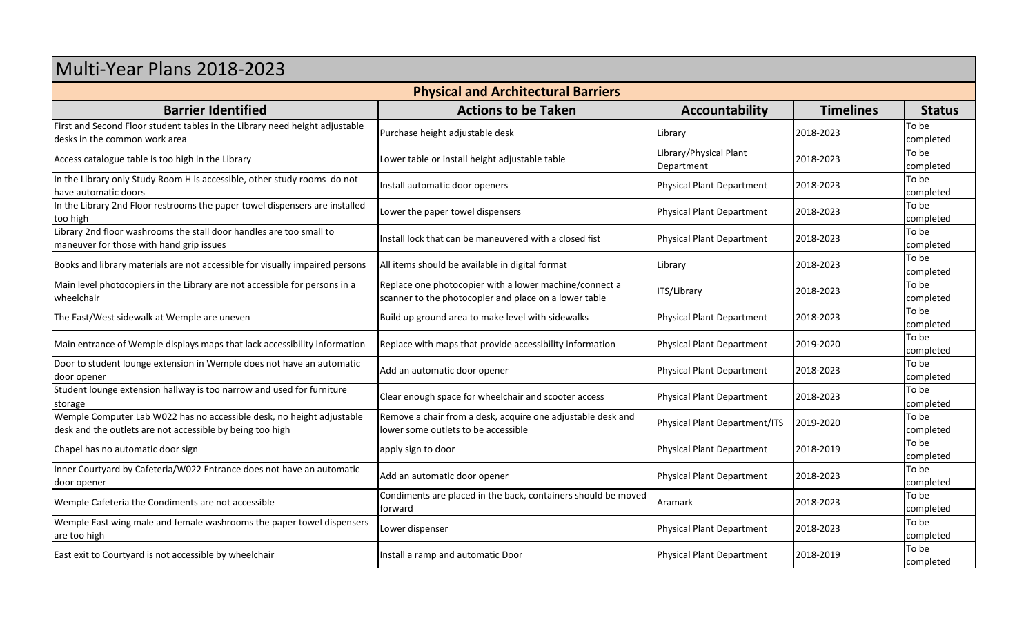# Multi-Year Plans 2018-2023

## Physical and Architectural Barriers

| Barrier Identified | Actions to be Taken | Accountability | Timelines | Status |
|---|---|---|---|---|
| First and Second Floor student tables in the Library need height adjustable desks in the common work area | Purchase height adjustable desk | Library | 2018-2023 | To be completed |
| Access catalogue table is too high in the Library | Lower table or install height adjustable table | Library/Physical Plant Department | 2018-2023 | To be completed |
| In the Library only Study Room H is accessible, other study rooms do not have automatic doors | Install automatic door openers | Physical Plant Department | 2018-2023 | To be completed |
| In the Library 2nd Floor restrooms the paper towel dispensers are installed too high | Lower the paper towel dispensers | Physical Plant Department | 2018-2023 | To be completed |
| Library 2nd floor washrooms the stall door handles are too small to maneuver for those with hand grip issues | Install lock that can be maneuvered with a closed fist | Physical Plant Department | 2018-2023 | To be completed |
| Books and library materials are not accessible for visually impaired persons | All items should be available in digital format | Library | 2018-2023 | To be completed |
| Main level photocopiers in the Library are not accessible for persons in a wheelchair | Replace one photocopier with a lower machine/connect a scanner to the photocopier and place on a lower table | ITS/Library | 2018-2023 | To be completed |
| The East/West sidewalk at Wemple are uneven | Build up ground area to make level with sidewalks | Physical Plant Department | 2018-2023 | To be completed |
| Main entrance of Wemple displays maps that lack accessibility information | Replace with maps that provide accessibility information | Physical Plant Department | 2019-2020 | To be completed |
| Door to student lounge extension in Wemple does not have an automatic door opener | Add an automatic door opener | Physical Plant Department | 2018-2023 | To be completed |
| Student lounge extension hallway is too narrow and used for furniture storage | Clear enough space for wheelchair and scooter access | Physical Plant Department | 2018-2023 | To be completed |
| Wemple Computer Lab W022 has no accessible desk, no height adjustable desk and the outlets are not accessible by being too high | Remove a chair from a desk, acquire one adjustable desk and lower some outlets to be accessible | Physical Plant Department/ITS | 2019-2020 | To be completed |
| Chapel has no automatic door sign | apply sign to door | Physical Plant Department | 2018-2019 | To be completed |
| Inner Courtyard by Cafeteria/W022 Entrance does not have an automatic door opener | Add an automatic door opener | Physical Plant Department | 2018-2023 | To be completed |
| Wemple Cafeteria the Condiments are not accessible | Condiments are placed in the back, containers should be moved forward | Aramark | 2018-2023 | To be completed |
| Wemple East wing male and female washrooms the paper towel dispensers are too high | Lower dispenser | Physical Plant Department | 2018-2023 | To be completed |
| East exit to Courtyard is not accessible by wheelchair | Install a ramp and automatic Door | Physical Plant Department | 2018-2019 | To be completed |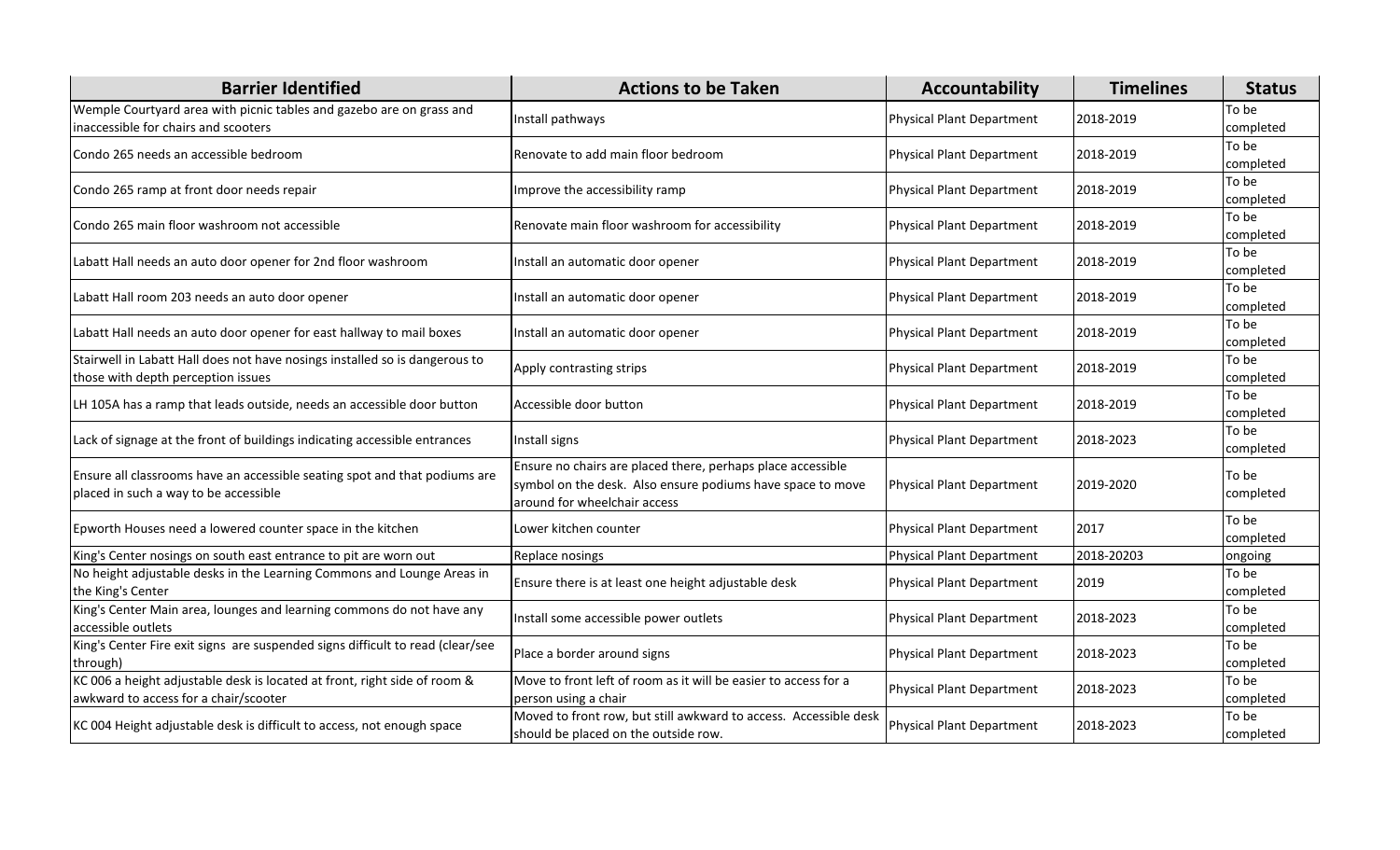| Barrier Identified | Actions to be Taken | Accountability | Timelines | Status |
|---|---|---|---|---|
| Wemple Courtyard area with picnic tables and gazebo are on grass and inaccessible for chairs and scooters | Install pathways | Physical Plant Department | 2018-2019 | To be completed |
| Condo 265 needs an accessible bedroom | Renovate to add main floor bedroom | Physical Plant Department | 2018-2019 | To be completed |
| Condo 265 ramp at front door needs repair | Improve the accessibility ramp | Physical Plant Department | 2018-2019 | To be completed |
| Condo 265 main floor washroom not accessible | Renovate main floor washroom for accessibility | Physical Plant Department | 2018-2019 | To be completed |
| Labatt Hall needs an auto door opener for 2nd floor washroom | Install an automatic door opener | Physical Plant Department | 2018-2019 | To be completed |
| Labatt Hall room 203 needs an auto door opener | Install an automatic door opener | Physical Plant Department | 2018-2019 | To be completed |
| Labatt Hall needs an auto door opener for east hallway to mail boxes | Install an automatic door opener | Physical Plant Department | 2018-2019 | To be completed |
| Stairwell in Labatt Hall does not have nosings installed so is dangerous to those with depth perception issues | Apply contrasting strips | Physical Plant Department | 2018-2019 | To be completed |
| LH 105A has a ramp that leads outside, needs an accessible door button | Accessible door button | Physical Plant Department | 2018-2019 | To be completed |
| Lack of signage at the front of buildings indicating accessible entrances | Install signs | Physical Plant Department | 2018-2023 | To be completed |
| Ensure all classrooms have an accessible seating spot and that podiums are placed in such a way to be accessible | Ensure no chairs are placed there, perhaps place accessible symbol on the desk. Also ensure podiums have space to move around for wheelchair access | Physical Plant Department | 2019-2020 | To be completed |
| Epworth Houses need a lowered counter space in the kitchen | Lower kitchen counter | Physical Plant Department | 2017 | To be completed |
| King's Center nosings on south east entrance to pit are worn out | Replace nosings | Physical Plant Department | 2018-20203 | ongoing |
| No height adjustable desks in the Learning Commons and Lounge Areas in the King's Center | Ensure there is at least one height adjustable desk | Physical Plant Department | 2019 | To be completed |
| King's Center Main area, lounges and learning commons do not have any accessible outlets | Install some accessible power outlets | Physical Plant Department | 2018-2023 | To be completed |
| King's Center Fire exit signs are suspended signs difficult to read (clear/see through) | Place a border around signs | Physical Plant Department | 2018-2023 | To be completed |
| KC 006 a height adjustable desk is located at front, right side of room & awkward to access for a chair/scooter | Move to front left of room as it will be easier to access for a person using a chair | Physical Plant Department | 2018-2023 | To be completed |
| KC 004 Height adjustable desk is difficult to access, not enough space | Moved to front row, but still awkward to access. Accessible desk should be placed on the outside row. | Physical Plant Department | 2018-2023 | To be completed |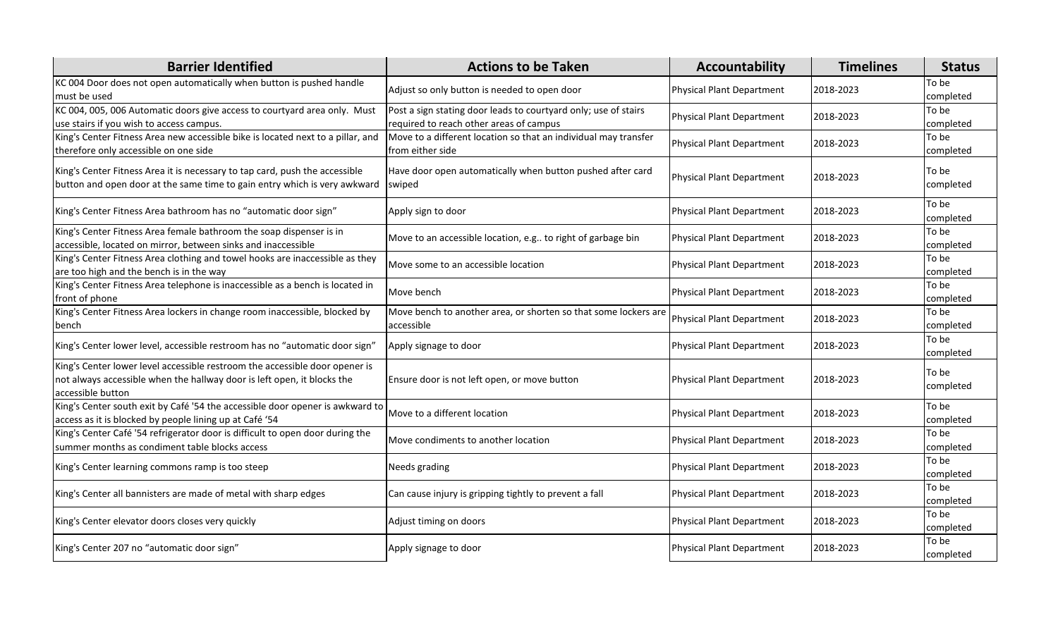| Barrier Identified | Actions to be Taken | Accountability | Timelines | Status |
|---|---|---|---|---|
| KC 004 Door does not open automatically when button is pushed handle must be used | Adjust so only button is needed to open door | Physical Plant Department | 2018-2023 | To be completed |
| KC 004, 005, 006 Automatic doors give access to courtyard area only. Must use stairs if you wish to access campus. | Post a sign stating door leads to courtyard only; use of stairs required to reach other areas of campus | Physical Plant Department | 2018-2023 | To be completed |
| King's Center Fitness Area new accessible bike is located next to a pillar, and therefore only accessible on one side | Move to a different location so that an individual may transfer from either side | Physical Plant Department | 2018-2023 | To be completed |
| King's Center Fitness Area it is necessary to tap card, push the accessible button and open door at the same time to gain entry which is very awkward | Have door open automatically when button pushed after card swiped | Physical Plant Department | 2018-2023 | To be completed |
| King's Center Fitness Area bathroom has no "automatic door sign" | Apply sign to door | Physical Plant Department | 2018-2023 | To be completed |
| King's Center Fitness Area female bathroom the soap dispenser is in accessible, located on mirror, between sinks and inaccessible | Move to an accessible location, e.g.. to right of garbage bin | Physical Plant Department | 2018-2023 | To be completed |
| King's Center Fitness Area clothing and towel hooks are inaccessible as they are too high and the bench is in the way | Move some to an accessible location | Physical Plant Department | 2018-2023 | To be completed |
| King's Center Fitness Area telephone is inaccessible as a bench is located in front of phone | Move bench | Physical Plant Department | 2018-2023 | To be completed |
| King's Center Fitness Area lockers in change room inaccessible, blocked by bench | Move bench to another area, or shorten so that some lockers are accessible | Physical Plant Department | 2018-2023 | To be completed |
| King's Center lower level, accessible restroom has no "automatic door sign" | Apply signage to door | Physical Plant Department | 2018-2023 | To be completed |
| King's Center lower level accessible restroom the accessible door opener is not always accessible when the hallway door is left open, it blocks the accessible button | Ensure door is not left open, or move button | Physical Plant Department | 2018-2023 | To be completed |
| King's Center south exit by Café '54 the accessible door opener is awkward to access as it is blocked by people lining up at Café '54 | Move to a different location | Physical Plant Department | 2018-2023 | To be completed |
| King's Center Café '54 refrigerator door is difficult to open door during the summer months as condiment table blocks access | Move condiments to another location | Physical Plant Department | 2018-2023 | To be completed |
| King's Center learning commons ramp is too steep | Needs grading | Physical Plant Department | 2018-2023 | To be completed |
| King's Center all bannisters are made of metal with sharp edges | Can cause injury is gripping tightly to prevent a fall | Physical Plant Department | 2018-2023 | To be completed |
| King's Center elevator doors closes very quickly | Adjust timing on doors | Physical Plant Department | 2018-2023 | To be completed |
| King's Center 207 no "automatic door sign" | Apply signage to door | Physical Plant Department | 2018-2023 | To be completed |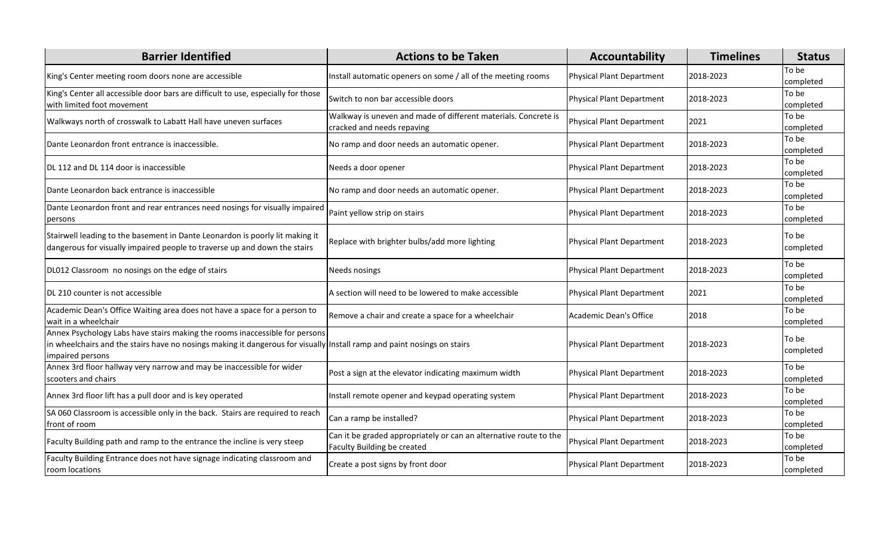| Barrier Identified | Actions to be Taken | Accountability | Timelines | Status |
| --- | --- | --- | --- | --- |
| King's Center meeting room doors none are accessible | Install automatic openers on some / all of the meeting rooms | Physical Plant Department | 2018-2023 | To be completed |
| King's Center all accessible door bars are difficult to use, especially for those with limited foot movement | Switch to non bar accessible doors | Physical Plant Department | 2018-2023 | To be completed |
| Walkways north of crosswalk to Labatt Hall have uneven surfaces | Walkway is uneven and made of different materials. Concrete is cracked and needs repaving | Physical Plant Department | 2021 | To be completed |
| Dante Leonardon front entrance is inaccessible. | No ramp and door needs an automatic opener. | Physical Plant Department | 2018-2023 | To be completed |
| DL 112 and DL 114 door is inaccessible | Needs a door opener | Physical Plant Department | 2018-2023 | To be completed |
| Dante Leonardon back entrance is inaccessible | No ramp and door needs an automatic opener. | Physical Plant Department | 2018-2023 | To be completed |
| Dante Leonardon front and rear entrances need nosings for visually impaired persons | Paint yellow strip on stairs | Physical Plant Department | 2018-2023 | To be completed |
| Stairwell leading to the basement in Dante Leonardon is poorly lit making it dangerous for visually impaired people to traverse up and down the stairs | Replace with brighter bulbs/add more lighting | Physical Plant Department | 2018-2023 | To be completed |
| DL012 Classroom no nosings on the edge of stairs | Needs nosings | Physical Plant Department | 2018-2023 | To be completed |
| DL 210 counter is not accessible | A section will need to be lowered to make accessible | Physical Plant Department | 2021 | To be completed |
| Academic Dean's Office Waiting area does not have a space for a person to wait in a wheelchair | Remove a chair and create a space for a wheelchair | Academic Dean's Office | 2018 | To be completed |
| Annex Psychology Labs have stairs making the rooms inaccessible for persons in wheelchairs and the stairs have no nosings making it dangerous for visually impaired persons | Install ramp and paint nosings on stairs | Physical Plant Department | 2018-2023 | To be completed |
| Annex 3rd floor hallway very narrow and may be inaccessible for wider scooters and chairs | Post a sign at the elevator indicating maximum width | Physical Plant Department | 2018-2023 | To be completed |
| Annex 3rd floor lift has a pull door and is key operated | Install remote opener and keypad operating system | Physical Plant Department | 2018-2023 | To be completed |
| SA 060 Classroom is accessible only in the back. Stairs are required to reach front of room | Can a ramp be installed? | Physical Plant Department | 2018-2023 | To be completed |
| Faculty Building path and ramp to the entrance the incline is very steep | Can it be graded appropriately or can an alternative route to the Faculty Building be created | Physical Plant Department | 2018-2023 | To be completed |
| Faculty Building Entrance does not have signage indicating classroom and room locations | Create a post signs by front door | Physical Plant Department | 2018-2023 | To be completed |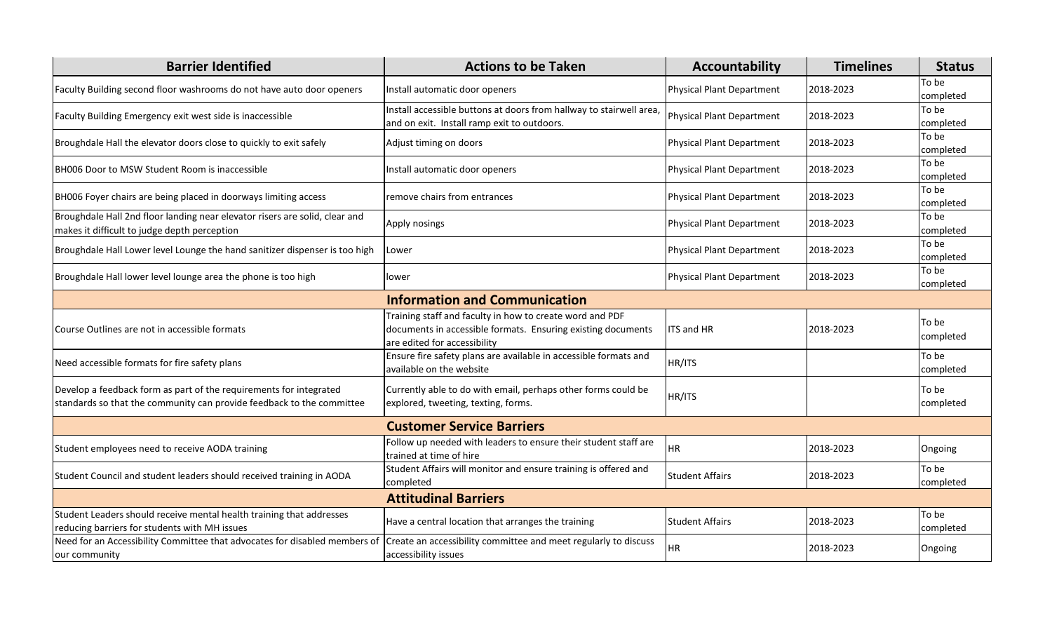| Barrier Identified | Actions to be Taken | Accountability | Timelines | Status |
|---|---|---|---|---|
| Faculty Building second floor washrooms do not have auto door openers | Install automatic door openers | Physical Plant Department | 2018-2023 | To be completed |
| Faculty Building Emergency exit west side is inaccessible | Install accessible buttons at doors from hallway to stairwell area, and on exit. Install ramp exit to outdoors. | Physical Plant Department | 2018-2023 | To be completed |
| Broughdale Hall the elevator doors close to quickly to exit safely | Adjust timing on doors | Physical Plant Department | 2018-2023 | To be completed |
| BH006 Door to MSW Student Room is inaccessible | Install automatic door openers | Physical Plant Department | 2018-2023 | To be completed |
| BH006 Foyer chairs are being placed in doorways limiting access | remove chairs from entrances | Physical Plant Department | 2018-2023 | To be completed |
| Broughdale Hall 2nd floor landing near elevator risers are solid, clear and makes it difficult to judge depth perception | Apply nosings | Physical Plant Department | 2018-2023 | To be completed |
| Broughdale Hall Lower level Lounge the hand sanitizer dispenser is too high | Lower | Physical Plant Department | 2018-2023 | To be completed |
| Broughdale Hall lower level lounge area the phone is too high | lower | Physical Plant Department | 2018-2023 | To be completed |
| **Information and Communication** | | | | |
| Course Outlines are not in accessible formats | Training staff and faculty in how to create word and PDF documents in accessible formats. Ensuring existing documents are edited for accessibility | ITS and HR | 2018-2023 | To be completed |
| Need accessible formats for fire safety plans | Ensure fire safety plans are available in accessible formats and available on the website | HR/ITS | | To be completed |
| Develop a feedback form as part of the requirements for integrated standards so that the community can provide feedback to the committee | Currently able to do with email, perhaps other forms could be explored, tweeting, texting, forms. | HR/ITS | | To be completed |
| **Customer Service Barriers** | | | | |
| Student employees need to receive AODA training | Follow up needed with leaders to ensure their student staff are trained at time of hire | HR | 2018-2023 | Ongoing |
| Student Council and student leaders should received training in AODA | Student Affairs will monitor and ensure training is offered and completed | Student Affairs | 2018-2023 | To be completed |
| **Attitudinal Barriers** | | | | |
| Student Leaders should receive mental health training that addresses reducing barriers for students with MH issues | Have a central location that arranges the training | Student Affairs | 2018-2023 | To be completed |
| Need for an Accessibility Committee that advocates for disabled members of our community | Create an accessibility committee and meet regularly to discuss accessibility issues | HR | 2018-2023 | Ongoing |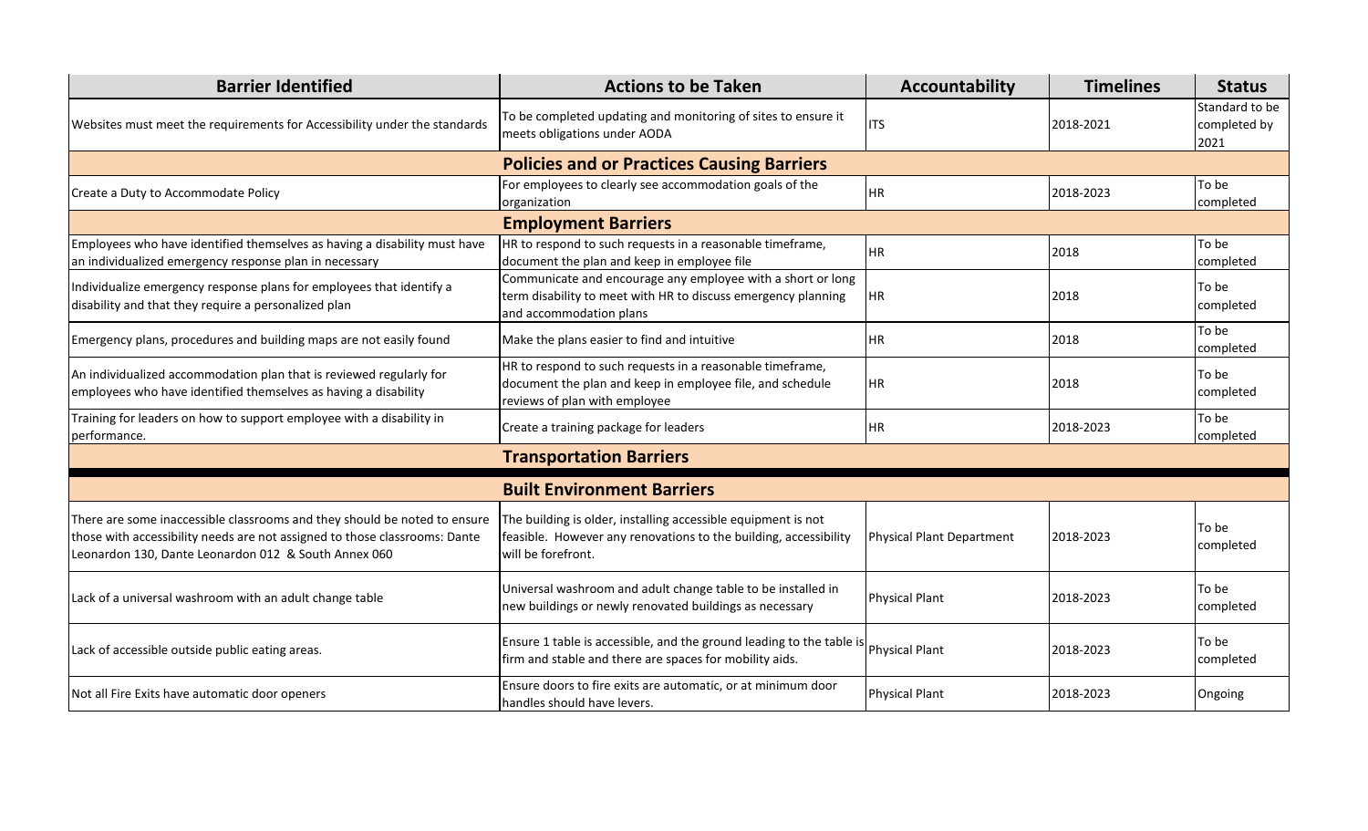| Barrier Identified | Actions to be Taken | Accountability | Timelines | Status |
|---|---|---|---|---|
| Websites must meet the requirements for Accessibility under the standards | To be completed updating and monitoring of sites to ensure it meets obligations under AODA | ITS | 2018-2021 | Standard to be completed by 2021 |
| **Policies and or Practices Causing Barriers** | | | | |
| Create a Duty to Accommodate Policy | For employees to clearly see accommodation goals of the organization | HR | 2018-2023 | To be completed |
| **Employment Barriers** | | | | |
| Employees who have identified themselves as having a disability must have an individualized emergency response plan in necessary | HR to respond to such requests in a reasonable timeframe, document the plan and keep in employee file | HR | 2018 | To be completed |
| Individualize emergency response plans for employees that identify a disability and that they require a personalized plan | Communicate and encourage any employee with a short or long term disability to meet with HR to discuss emergency planning and accommodation plans | HR | 2018 | To be completed |
| Emergency plans, procedures and building maps are not easily found | Make the plans easier to find and intuitive | HR | 2018 | To be completed |
| An individualized accommodation plan that is reviewed regularly for employees who have identified themselves as having a disability | HR to respond to such requests in a reasonable timeframe, document the plan and keep in employee file, and schedule reviews of plan with employee | HR | 2018 | To be completed |
| Training for leaders on how to support employee with a disability in performance. | Create a training package for leaders | HR | 2018-2023 | To be completed |
| **Transportation Barriers** | | | | |
| **Built Environment Barriers** | | | | |
| There are some inaccessible classrooms and they should be noted to ensure those with accessibility needs are not assigned to those classrooms: Dante Leonardon 130, Dante Leonardon 012 & South Annex 060 | The building is older, installing accessible equipment is not feasible. However any renovations to the building, accessibility will be forefront. | Physical Plant Department | 2018-2023 | To be completed |
| Lack of a universal washroom with an adult change table | Universal washroom and adult change table to be installed in new buildings or newly renovated buildings as necessary | Physical Plant | 2018-2023 | To be completed |
| Lack of accessible outside public eating areas. | Ensure 1 table is accessible, and the ground leading to the table is firm and stable and there are spaces for mobility aids. | Physical Plant | 2018-2023 | To be completed |
| Not all Fire Exits have automatic door openers | Ensure doors to fire exits are automatic, or at minimum door handles should have levers. | Physical Plant | 2018-2023 | Ongoing |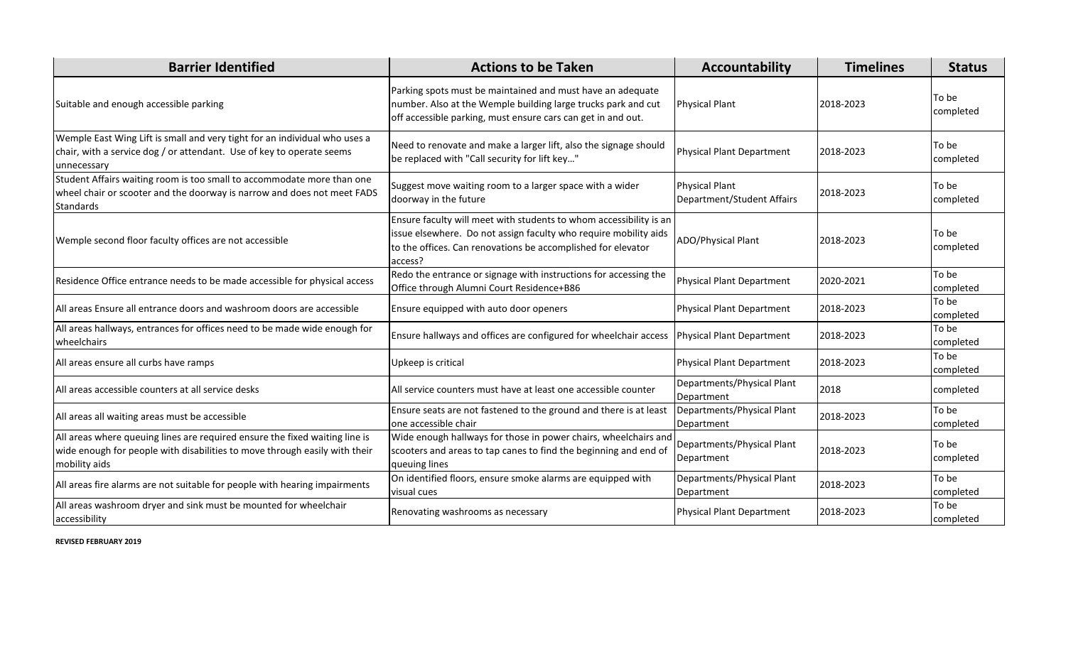| Barrier Identified | Actions to be Taken | Accountability | Timelines | Status |
|---|---|---|---|---|
| Suitable and enough accessible parking | Parking spots must be maintained and must have an adequate number. Also at the Wemple building large trucks park and cut off accessible parking, must ensure cars can get in and out. | Physical Plant | 2018-2023 | To be completed |
| Wemple East Wing Lift is small and very tight for an individual who uses a chair, with a service dog / or attendant. Use of key to operate seems unnecessary | Need to renovate and make a larger lift, also the signage should be replaced with "Call security for lift key…" | Physical Plant Department | 2018-2023 | To be completed |
| Student Affairs waiting room is too small to accommodate more than one wheel chair or scooter and the doorway is narrow and does not meet FADS Standards | Suggest move waiting room to a larger space with a wider doorway in the future | Physical Plant Department/Student Affairs | 2018-2023 | To be completed |
| Wemple second floor faculty offices are not accessible | Ensure faculty will meet with students to whom accessibility is an issue elsewhere. Do not assign faculty who require mobility aids to the offices. Can renovations be accomplished for elevator access? | ADO/Physical Plant | 2018-2023 | To be completed |
| Residence Office entrance needs to be made accessible for physical access | Redo the entrance or signage with instructions for accessing the Office through Alumni Court Residence+B86 | Physical Plant Department | 2020-2021 | To be completed |
| All areas Ensure all entrance doors and washroom doors are accessible | Ensure equipped with auto door openers | Physical Plant Department | 2018-2023 | To be completed |
| All areas hallways, entrances for offices need to be made wide enough for wheelchairs | Ensure hallways and offices are configured for wheelchair access | Physical Plant Department | 2018-2023 | To be completed |
| All areas ensure all curbs have ramps | Upkeep is critical | Physical Plant Department | 2018-2023 | To be completed |
| All areas accessible counters at all service desks | All service counters must have at least one accessible counter | Departments/Physical Plant Department | 2018 | completed |
| All areas all waiting areas must be accessible | Ensure seats are not fastened to the ground and there is at least one accessible chair | Departments/Physical Plant Department | 2018-2023 | To be completed |
| All areas where queuing lines are required ensure the fixed waiting line is wide enough for people with disabilities to move through easily with their mobility aids | Wide enough hallways for those in power chairs, wheelchairs and scooters and areas to tap canes to find the beginning and end of queuing lines | Departments/Physical Plant Department | 2018-2023 | To be completed |
| All areas fire alarms are not suitable for people with hearing impairments | On identified floors, ensure smoke alarms are equipped with visual cues | Departments/Physical Plant Department | 2018-2023 | To be completed |
| All areas washroom dryer and sink must be mounted for wheelchair accessibility | Renovating washrooms as necessary | Physical Plant Department | 2018-2023 | To be completed |

**REVISED FEBRUARY 2019**